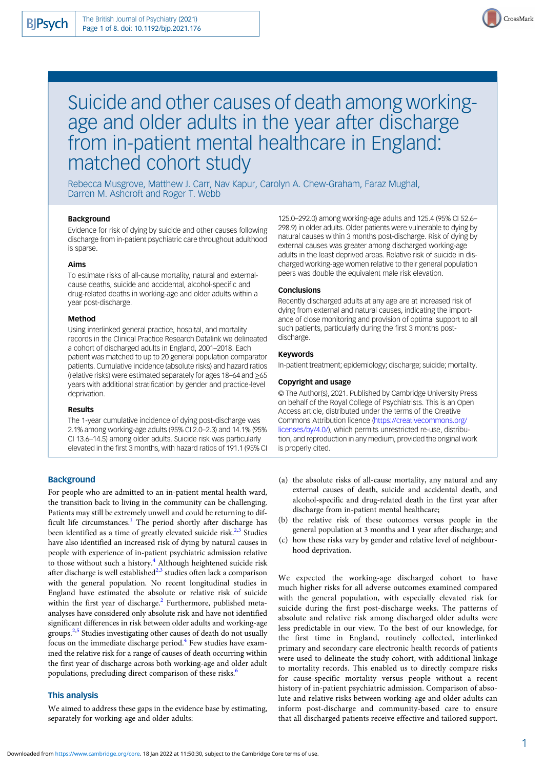# Suicide and other causes of death among working-age and older adults in the year after discharge from in-patient mental healthcare in England: matched cohort study

Rebecca Musgrove, Matthew J. Carr, Nav Kapur, Carolyn A. Chew-Graham, Faraz Mughal, Darren M. Ashcroft and Roger T. Webb

### Background

Evidence for risk of dying by suicide and other causes following discharge from in-patient psychiatric care throughout adulthood is sparse.

### Aims

To estimate risks of all-cause mortality, natural and external-cause deaths, suicide and accidental, alcohol-specific and drug-related deaths in working-age and older adults within a year post-discharge.

### Method

Using interlinked general practice, hospital, and mortality records in the Clinical Practice Research Datalink we delineated a cohort of discharged adults in England, 2001–2018. Each patient was matched to up to 20 general population comparator patients. Cumulative incidence (absolute risks) and hazard ratios (relative risks) were estimated separately for ages 18–64 and ≥65 years with additional stratification by gender and practice-level deprivation.

### Results

The 1-year cumulative incidence of dying post-discharge was 2.1% among working-age adults (95% CI 2.0–2.3) and 14.1% (95% CI 13.6–14.5) among older adults. Suicide risk was particularly elevated in the first 3 months, with hazard ratios of 191.1 (95% CI 125.0–292.0) among working-age adults and 125.4 (95% CI 52.6–298.9) in older adults. Older patients were vulnerable to dying by natural causes within 3 months post-discharge. Risk of dying by external causes was greater among discharged working-age adults in the least deprived areas. Relative risk of suicide in discharged working-age women relative to their general population peers was double the equivalent male risk elevation.

### Conclusions

Recently discharged adults at any age are at increased risk of dying from external and natural causes, indicating the importance of close monitoring and provision of optimal support to all such patients, particularly during the first 3 months post-discharge.

### Keywords

In-patient treatment; epidemiology; discharge; suicide; mortality.

### Copyright and usage

© The Author(s), 2021. Published by Cambridge University Press on behalf of the Royal College of Psychiatrists. This is an Open Access article, distributed under the terms of the Creative Commons Attribution licence (https://creativecommons.org/licenses/by/4.0/), which permits unrestricted re-use, distribution, and reproduction in any medium, provided the original work is properly cited.

## Background

For people who are admitted to an in-patient mental health ward, the transition back to living in the community can be challenging. Patients may still be extremely unwell and could be returning to difficult life circumstances.[1] The period shortly after discharge has been identified as a time of greatly elevated suicide risk.[2,3] Studies have also identified an increased risk of dying by natural causes in people with experience of in-patient psychiatric admission relative to those without such a history.[4] Although heightened suicide risk after discharge is well established[2,3] studies often lack a comparison with the general population. No recent longitudinal studies in England have estimated the absolute or relative risk of suicide within the first year of discharge.[2] Furthermore, published meta-analyses have considered only absolute risk and have not identified significant differences in risk between older adults and working-age groups.[2,5] Studies investigating other causes of death do not usually focus on the immediate discharge period.[4] Few studies have examined the relative risk for a range of causes of death occurring within the first year of discharge across both working-age and older adult populations, precluding direct comparison of these risks.[6]

## This analysis

We aimed to address these gaps in the evidence base by estimating, separately for working-age and older adults:

(a) the absolute risks of all-cause mortality, any natural and any external causes of death, suicide and accidental death, and alcohol-specific and drug-related death in the first year after discharge from in-patient mental healthcare;

(b) the relative risk of these outcomes versus people in the general population at 3 months and 1 year after discharge; and

(c) how these risks vary by gender and relative level of neighbourhood deprivation.

We expected the working-age discharged cohort to have much higher risks for all adverse outcomes examined compared with the general population, with especially elevated risk for suicide during the first post-discharge weeks. The patterns of absolute and relative risk among discharged older adults were less predictable in our view. To the best of our knowledge, for the first time in England, routinely collected, interlinked primary and secondary care electronic health records of patients were used to delineate the study cohort, with additional linkage to mortality records. This enabled us to directly compare risks for cause-specific mortality versus people without a recent history of in-patient psychiatric admission. Comparison of absolute and relative risks between working-age and older adults can inform post-discharge and community-based care to ensure that all discharged patients receive effective and tailored support.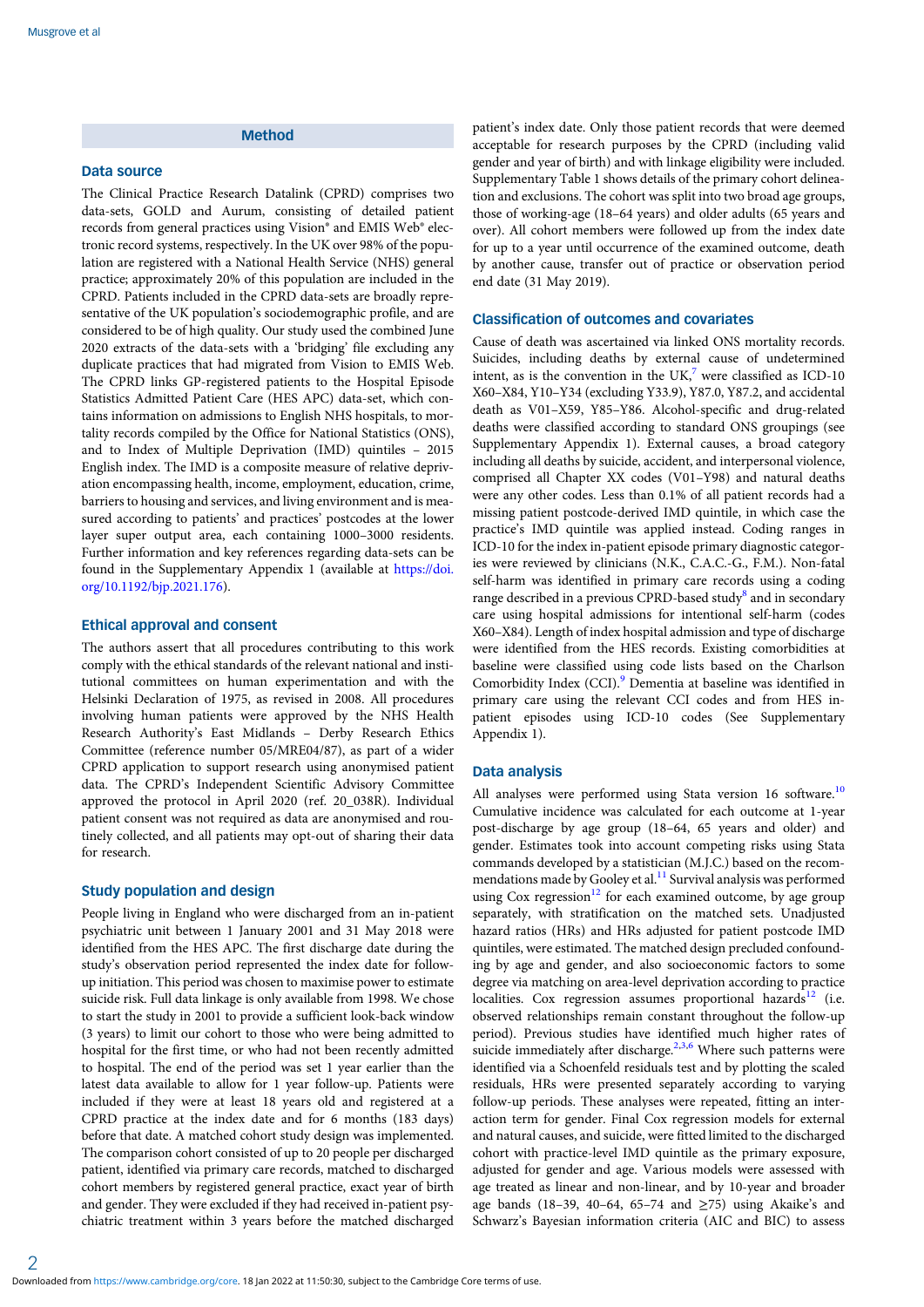## Method

### Data source

The Clinical Practice Research Datalink (CPRD) comprises two data-sets, GOLD and Aurum, consisting of detailed patient records from general practices using Vision® and EMIS Web® electronic record systems, respectively. In the UK over 98% of the population are registered with a National Health Service (NHS) general practice; approximately 20% of this population are included in the CPRD. Patients included in the CPRD data-sets are broadly representative of the UK population's sociodemographic profile, and are considered to be of high quality. Our study used the combined June 2020 extracts of the data-sets with a 'bridging' file excluding any duplicate practices that had migrated from Vision to EMIS Web. The CPRD links GP-registered patients to the Hospital Episode Statistics Admitted Patient Care (HES APC) data-set, which contains information on admissions to English NHS hospitals, to mortality records compiled by the Office for National Statistics (ONS), and to Index of Multiple Deprivation (IMD) quintiles – 2015 English index. The IMD is a composite measure of relative deprivation encompassing health, income, employment, education, crime, barriers to housing and services, and living environment and is measured according to patients' and practices' postcodes at the lower layer super output area, each containing 1000–3000 residents. Further information and key references regarding data-sets can be found in the Supplementary Appendix 1 (available at https://doi.org/10.1192/bjp.2021.176).

### Ethical approval and consent

The authors assert that all procedures contributing to this work comply with the ethical standards of the relevant national and institutional committees on human experimentation and with the Helsinki Declaration of 1975, as revised in 2008. All procedures involving human patients were approved by the NHS Health Research Authority's East Midlands – Derby Research Ethics Committee (reference number 05/MRE04/87), as part of a wider CPRD application to support research using anonymised patient data. The CPRD's Independent Scientific Advisory Committee approved the protocol in April 2020 (ref. 20_038R). Individual patient consent was not required as data are anonymised and routinely collected, and all patients may opt-out of sharing their data for research.

### Study population and design

People living in England who were discharged from an in-patient psychiatric unit between 1 January 2001 and 31 May 2018 were identified from the HES APC. The first discharge date during the study's observation period represented the index date for follow-up initiation. This period was chosen to maximise power to estimate suicide risk. Full data linkage is only available from 1998. We chose to start the study in 2001 to provide a sufficient look-back window (3 years) to limit our cohort to those who were being admitted to hospital for the first time, or who had not been recently admitted to hospital. The end of the period was set 1 year earlier than the latest data available to allow for 1 year follow-up. Patients were included if they were at least 18 years old and registered at a CPRD practice at the index date and for 6 months (183 days) before that date. A matched cohort study design was implemented. The comparison cohort consisted of up to 20 people per discharged patient, identified via primary care records, matched to discharged cohort members by registered general practice, exact year of birth and gender. They were excluded if they had received in-patient psychiatric treatment within 3 years before the matched discharged patient's index date. Only those patient records that were deemed acceptable for research purposes by the CPRD (including valid gender and year of birth) and with linkage eligibility were included. Supplementary Table 1 shows details of the primary cohort delineation and exclusions. The cohort was split into two broad age groups, those of working-age (18–64 years) and older adults (65 years and over). All cohort members were followed up from the index date for up to a year until occurrence of the examined outcome, death by another cause, transfer out of practice or observation period end date (31 May 2019).

### Classification of outcomes and covariates

Cause of death was ascertained via linked ONS mortality records. Suicides, including deaths by external cause of undetermined intent, as is the convention in the UK,[7] were classified as ICD-10 X60–X84, Y10–Y34 (excluding Y33.9), Y87.0, Y87.2, and accidental death as V01–X59, Y85–Y86. Alcohol-specific and drug-related deaths were classified according to standard ONS groupings (see Supplementary Appendix 1). External causes, a broad category including all deaths by suicide, accident, and interpersonal violence, comprised all Chapter XX codes (V01–Y98) and natural deaths were any other codes. Less than 0.1% of all patient records had a missing patient postcode-derived IMD quintile, in which case the practice's IMD quintile was applied instead. Coding ranges in ICD-10 for the index in-patient episode primary diagnostic categories were reviewed by clinicians (N.K., C.A.C.-G., F.M.). Non-fatal self-harm was identified in primary care records using a coding range described in a previous CPRD-based study[8] and in secondary care using hospital admissions for intentional self-harm (codes X60–X84). Length of index hospital admission and type of discharge were identified from the HES records. Existing comorbidities at baseline were classified using code lists based on the Charlson Comorbidity Index (CCI).[9] Dementia at baseline was identified in primary care using the relevant CCI codes and from HES in-patient episodes using ICD-10 codes (See Supplementary Appendix 1).

### Data analysis

All analyses were performed using Stata version 16 software.[10] Cumulative incidence was calculated for each outcome at 1-year post-discharge by age group (18–64, 65 years and older) and gender. Estimates took into account competing risks using Stata commands developed by a statistician (M.J.C.) based on the recommendations made by Gooley et al.[11] Survival analysis was performed using Cox regression[12] for each examined outcome, by age group separately, with stratification on the matched sets. Unadjusted hazard ratios (HRs) and HRs adjusted for patient postcode IMD quintiles, were estimated. The matched design precluded confounding by age and gender, and also socioeconomic factors to some degree via matching on area-level deprivation according to practice localities. Cox regression assumes proportional hazards[12] (i.e. observed relationships remain constant throughout the follow-up period). Previous studies have identified much higher rates of suicide immediately after discharge.[2,3,6] Where such patterns were identified via a Schoenfeld residuals test and by plotting the scaled residuals, HRs were presented separately according to varying follow-up periods. These analyses were repeated, fitting an interaction term for gender. Final Cox regression models for external and natural causes, and suicide, were fitted limited to the discharged cohort with practice-level IMD quintile as the primary exposure, adjusted for gender and age. Various models were assessed with age treated as linear and non-linear, and by 10-year and broader age bands (18–39, 40–64, 65–74 and ≥75) using Akaike's and Schwarz's Bayesian information criteria (AIC and BIC) to assess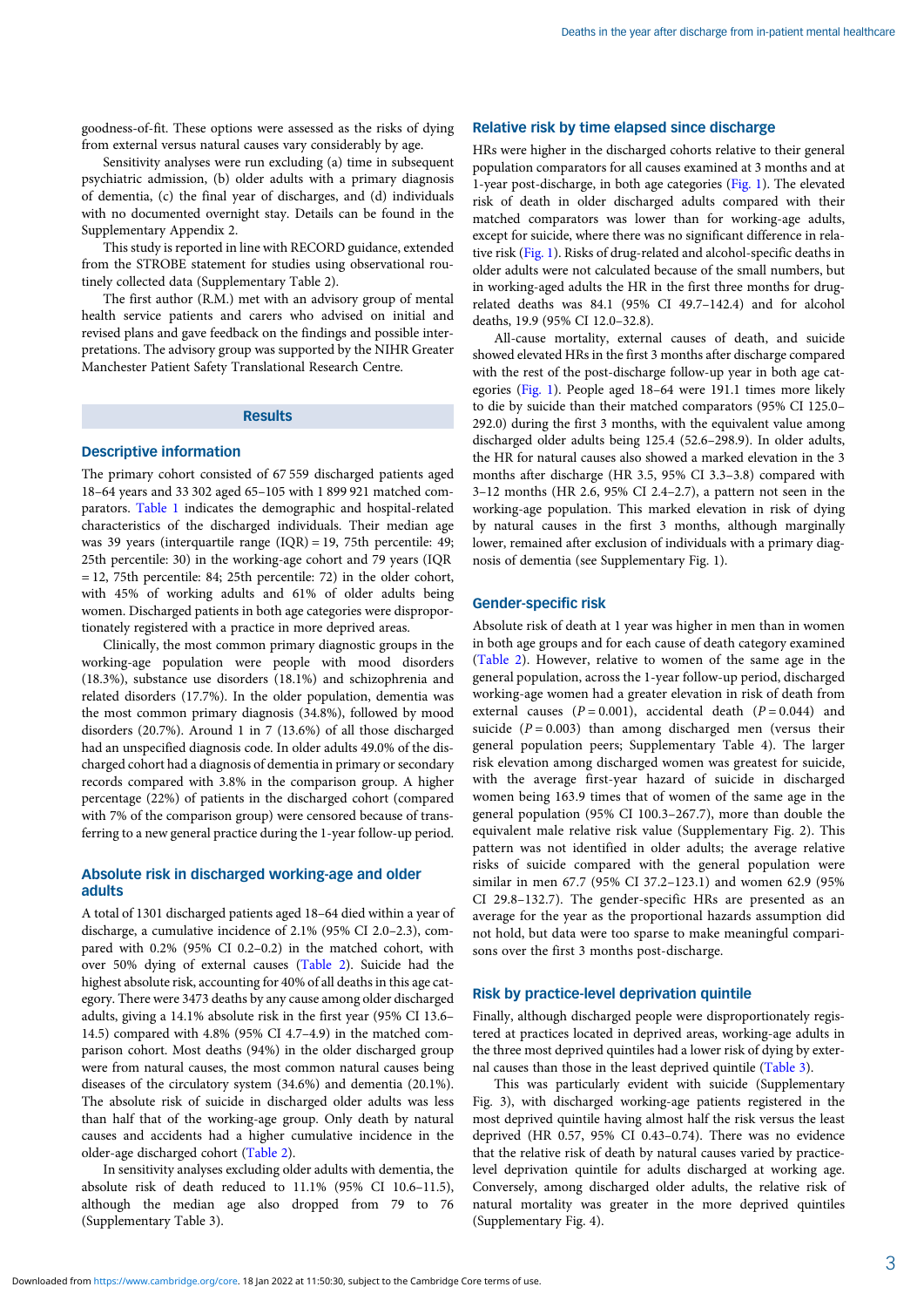goodness-of-fit. These options were assessed as the risks of dying from external versus natural causes vary considerably by age.

Sensitivity analyses were run excluding (a) time in subsequent psychiatric admission, (b) older adults with a primary diagnosis of dementia, (c) the final year of discharges, and (d) individuals with no documented overnight stay. Details can be found in the Supplementary Appendix 2.

This study is reported in line with RECORD guidance, extended from the STROBE statement for studies using observational routinely collected data (Supplementary Table 2).

The first author (R.M.) met with an advisory group of mental health service patients and carers who advised on initial and revised plans and gave feedback on the findings and possible interpretations. The advisory group was supported by the NIHR Greater Manchester Patient Safety Translational Research Centre.

## Results

### Descriptive information

The primary cohort consisted of 67 559 discharged patients aged 18–64 years and 33 302 aged 65–105 with 1 899 921 matched comparators. Table 1 indicates the demographic and hospital-related characteristics of the discharged individuals. Their median age was 39 years (interquartile range (IQR) = 19, 75th percentile: 49; 25th percentile: 30) in the working-age cohort and 79 years (IQR = 12, 75th percentile: 84; 25th percentile: 72) in the older cohort, with 45% of working adults and 61% of older adults being women. Discharged patients in both age categories were disproportionately registered with a practice in more deprived areas.

Clinically, the most common primary diagnostic groups in the working-age population were people with mood disorders (18.3%), substance use disorders (18.1%) and schizophrenia and related disorders (17.7%). In the older population, dementia was the most common primary diagnosis (34.8%), followed by mood disorders (20.7%). Around 1 in 7 (13.6%) of all those discharged had an unspecified diagnosis code. In older adults 49.0% of the discharged cohort had a diagnosis of dementia in primary or secondary records compared with 3.8% in the comparison group. A higher percentage (22%) of patients in the discharged cohort (compared with 7% of the comparison group) were censored because of transferring to a new general practice during the 1-year follow-up period.

### Absolute risk in discharged working-age and older adults

A total of 1301 discharged patients aged 18–64 died within a year of discharge, a cumulative incidence of 2.1% (95% CI 2.0–2.3), compared with 0.2% (95% CI 0.2–0.2) in the matched cohort, with over 50% dying of external causes (Table 2). Suicide had the highest absolute risk, accounting for 40% of all deaths in this age category. There were 3473 deaths by any cause among older discharged adults, giving a 14.1% absolute risk in the first year (95% CI 13.6–14.5) compared with 4.8% (95% CI 4.7–4.9) in the matched comparison cohort. Most deaths (94%) in the older discharged group were from natural causes, the most common natural causes being diseases of the circulatory system (34.6%) and dementia (20.1%). The absolute risk of suicide in discharged older adults was less than half that of the working-age group. Only death by natural causes and accidents had a higher cumulative incidence in the older-age discharged cohort (Table 2).

In sensitivity analyses excluding older adults with dementia, the absolute risk of death reduced to 11.1% (95% CI 10.6–11.5), although the median age also dropped from 79 to 76 (Supplementary Table 3).

### Relative risk by time elapsed since discharge

HRs were higher in the discharged cohorts relative to their general population comparators for all causes examined at 3 months and at 1-year post-discharge, in both age categories (Fig. 1). The elevated risk of death in older discharged adults compared with their matched comparators was lower than for working-age adults, except for suicide, where there was no significant difference in relative risk (Fig. 1). Risks of drug-related and alcohol-specific deaths in older adults were not calculated because of the small numbers, but in working-aged adults the HR in the first three months for drug-related deaths was 84.1 (95% CI 49.7–142.4) and for alcohol deaths, 19.9 (95% CI 12.0–32.8).

All-cause mortality, external causes of death, and suicide showed elevated HRs in the first 3 months after discharge compared with the rest of the post-discharge follow-up year in both age categories (Fig. 1). People aged 18–64 were 191.1 times more likely to die by suicide than their matched comparators (95% CI 125.0–292.0) during the first 3 months, with the equivalent value among discharged older adults being 125.4 (52.6–298.9). In older adults, the HR for natural causes also showed a marked elevation in the 3 months after discharge (HR 3.5, 95% CI 3.3–3.8) compared with 3–12 months (HR 2.6, 95% CI 2.4–2.7), a pattern not seen in the working-age population. This marked elevation in risk of dying by natural causes in the first 3 months, although marginally lower, remained after exclusion of individuals with a primary diagnosis of dementia (see Supplementary Fig. 1).

### Gender-specific risk

Absolute risk of death at 1 year was higher in men than in women in both age groups and for each cause of death category examined (Table 2). However, relative to women of the same age in the general population, across the 1-year follow-up period, discharged working-age women had a greater elevation in risk of death from external causes ($P = 0.001$), accidental death ($P = 0.044$) and suicide ($P = 0.003$) than among discharged men (versus their general population peers; Supplementary Table 4). The larger risk elevation among discharged women was greatest for suicide, with the average first-year hazard of suicide in discharged women being 163.9 times that of women of the same age in the general population (95% CI 100.3–267.7), more than double the equivalent male relative risk value (Supplementary Fig. 2). This pattern was not identified in older adults; the average relative risks of suicide compared with the general population were similar in men 67.7 (95% CI 37.2–123.1) and women 62.9 (95% CI 29.8–132.7). The gender-specific HRs are presented as an average for the year as the proportional hazards assumption did not hold, but data were too sparse to make meaningful comparisons over the first 3 months post-discharge.

### Risk by practice-level deprivation quintile

Finally, although discharged people were disproportionately registered at practices located in deprived areas, working-age adults in the three most deprived quintiles had a lower risk of dying by external causes than those in the least deprived quintile (Table 3).

This was particularly evident with suicide (Supplementary Fig. 3), with discharged working-age patients registered in the most deprived quintile having almost half the risk versus the least deprived (HR 0.57, 95% CI 0.43–0.74). There was no evidence that the relative risk of death by natural causes varied by practice-level deprivation quintile for adults discharged at working age. Conversely, among discharged older adults, the relative risk of natural mortality was greater in the more deprived quintiles (Supplementary Fig. 4).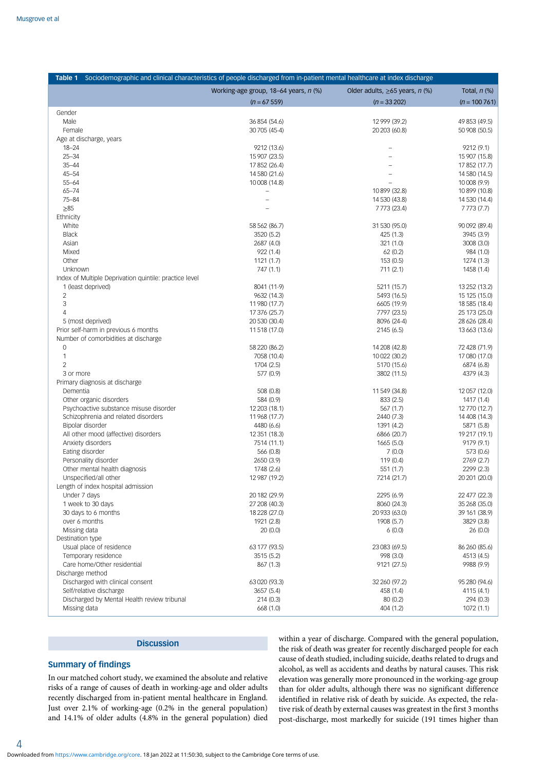**Table 1** Sociodemographic and clinical characteristics of people discharged from in-patient mental healthcare at index discharge

| | Working-age group, 18–64 years, *n* (%) | Older adults, ≥65 years, *n* (%) | Total, *n* (%) |
|---|---|---|---|
| | (*n* = 67 559) | (*n* = 33 202) | (*n* = 100 761) |
| Gender | | | |
| Male | 36 854 (54.6) | 12 999 (39.2) | 49 853 (49.5) |
| Female | 30 705 (45·4) | 20 203 (60.8) | 50 908 (50.5) |
| Age at discharge, years | | | |
| 18–24 | 9212 (13.6) | – | 9212 (9.1) |
| 25–34 | 15 907 (23.5) | – | 15 907 (15.8) |
| 35–44 | 17 852 (26.4) | – | 17 852 (17.7) |
| 45–54 | 14 580 (21.6) | – | 14 580 (14.5) |
| 55–64 | 10 008 (14.8) | – | 10 008 (9.9) |
| 65–74 | – | 10 899 (32.8) | 10 899 (10.8) |
| 75–84 | – | 14 530 (43.8) | 14 530 (14.4) |
| ≥85 | – | 7 773 (23.4) | 7 773 (7.7) |
| Ethnicity | | | |
| White | 58 562 (86.7) | 31 530 (95.0) | 90 092 (89.4) |
| Black | 3520 (5.2) | 425 (1.3) | 3945 (3.9) |
| Asian | 2687 (4.0) | 321 (1.0) | 3008 (3.0) |
| Mixed | 922 (1.4) | 62 (0.2) | 984 (1.0) |
| Other | 1121 (1.7) | 153 (0.5) | 1274 (1.3) |
| Unknown | 747 (1.1) | 711 (2.1) | 1458 (1.4) |
| Index of Multiple Deprivation quintile: practice level | | | |
| 1 (least deprived) | 8041 (11·9) | 5211 (15.7) | 13 252 (13.2) |
| 2 | 9632 (14.3) | 5493 (16.5) | 15 125 (15.0) |
| 3 | 11 980 (17.7) | 6605 (19.9) | 18 585 (18.4) |
| 4 | 17 376 (25.7) | 7797 (23.5) | 25 173 (25.0) |
| 5 (most deprived) | 20 530 (30.4) | 8096 (24·4) | 28 626 (28.4) |
| Prior self-harm in previous 6 months | 11 518 (17.0) | 2145 (6.5) | 13 663 (13.6) |
| Number of comorbidities at discharge | | | |
| 0 | 58 220 (86.2) | 14 208 (42.8) | 72 428 (71.9) |
| 1 | 7058 (10.4) | 10 022 (30.2) | 17 080 (17.0) |
| 2 | 1704 (2.5) | 5170 (15.6) | 6874 (6.8) |
| 3 or more | 577 (0.9) | 3802 (11.5) | 4379 (4.3) |
| Primary diagnosis at discharge | | | |
| Dementia | 508 (0.8) | 11 549 (34.8) | 12 057 (12.0) |
| Other organic disorders | 584 (0.9) | 833 (2.5) | 1417 (1.4) |
| Psychoactive substance misuse disorder | 12 203 (18.1) | 567 (1.7) | 12 770 (12.7) |
| Schizophrenia and related disorders | 11 968 (17.7) | 2440 (7.3) | 14 408 (14.3) |
| Bipolar disorder | 4480 (6.6) | 1391 (4.2) | 5871 (5.8) |
| All other mood (affective) disorders | 12 351 (18.3) | 6866 (20.7) | 19 217 (19.1) |
| Anxiety disorders | 7514 (11.1) | 1665 (5.0) | 9179 (9.1) |
| Eating disorder | 566 (0.8) | 7 (0.0) | 573 (0.6) |
| Personality disorder | 2650 (3.9) | 119 (0.4) | 2769 (2.7) |
| Other mental health diagnosis | 1748 (2.6) | 551 (1.7) | 2299 (2.3) |
| Unspecified/all other | 12 987 (19.2) | 7214 (21.7) | 20 201 (20.0) |
| Length of index hospital admission | | | |
| Under 7 days | 20 182 (29.9) | 2295 (6.9) | 22 477 (22.3) |
| 1 week to 30 days | 27 208 (40.3) | 8060 (24.3) | 35 268 (35.0) |
| 30 days to 6 months | 18 228 (27.0) | 20 933 (63.0) | 39 161 (38.9) |
| over 6 months | 1921 (2.8) | 1908 (5.7) | 3829 (3.8) |
| Missing data | 20 (0.0) | 6 (0.0) | 26 (0.0) |
| Destination type | | | |
| Usual place of residence | 63 177 (93.5) | 23 083 (69.5) | 86 260 (85.6) |
| Temporary residence | 3515 (5.2) | 998 (3.0) | 4513 (4.5) |
| Care home/Other residential | 867 (1.3) | 9121 (27.5) | 9988 (9.9) |
| Discharge method | | | |
| Discharged with clinical consent | 63 020 (93.3) | 32 260 (97.2) | 95 280 (94.6) |
| Self/relative discharge | 3657 (5.4) | 458 (1.4) | 4115 (4.1) |
| Discharged by Mental Health review tribunal | 214 (0.3) | 80 (0.2) | 294 (0.3) |
| Missing data | 668 (1.0) | 404 (1.2) | 1072 (1.1) |

## Discussion

### Summary of findings

In our matched cohort study, we examined the absolute and relative risks of a range of causes of death in working-age and older adults recently discharged from in-patient mental healthcare in England. Just over 2.1% of working-age (0.2% in the general population) and 14.1% of older adults (4.8% in the general population) died within a year of discharge. Compared with the general population, the risk of death was greater for recently discharged people for each cause of death studied, including suicide, deaths related to drugs and alcohol, as well as accidents and deaths by natural causes. This risk elevation was generally more pronounced in the working-age group than for older adults, although there was no significant difference identified in relative risk of death by suicide. As expected, the relative risk of death by external causes was greatest in the first 3 months post-discharge, most markedly for suicide (191 times higher than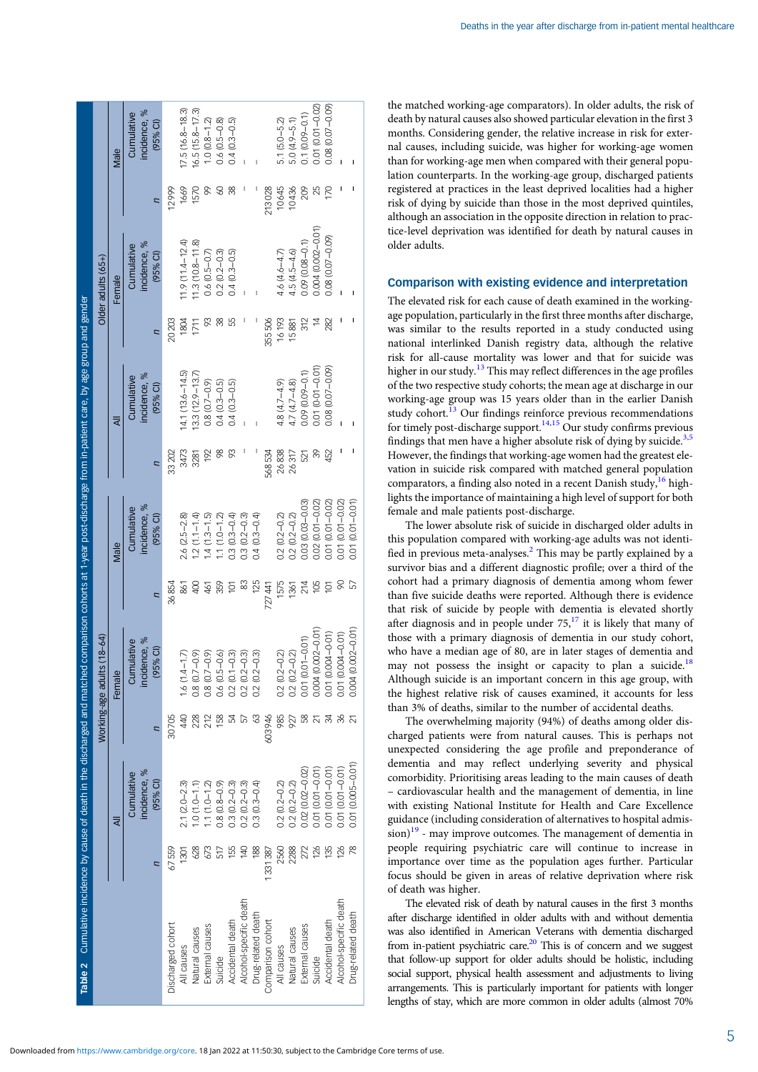**Table 2** Cumulative incidence by cause of death in the discharged and matched comparison cohorts at 1-year post-discharge from in-patient care, by age group and gender

| | Working-age adults (18–64) | | | | | | Older adults (65+) | | | | | |
|---|---|---|---|---|---|---|---|---|---|---|---|---|
| | All | | Female | | Male | | All | | Female | | Male | |
| | *n* | Cumulative incidence, % (95% CI) | *n* | Cumulative incidence, % (95% CI) | *n* | Cumulative incidence, % (95% CI) | *n* | Cumulative incidence, % (95% CI) | *n* | Cumulative incidence, % (95% CI) | *n* | Cumulative incidence, % (95% CI) |
| Discharged cohort | 67 559 | | 30 705 | | 36 854 | | 33 202 | | 20 203 | | 12 999 | |
| All causes | 1301 | 2.1 (2.0–2.3) | 440 | 1.6 (1.4–1.7) | 861 | 2.6 (2.5–2.8) | 3473 | 14.1 (13.6–14.5) | 1804 | 11.9 (11.4–12.4) | 1669 | 17.5 (16.8–18.3) |
| Natural causes | 628 | 1.0 (1.0–1.1) | 228 | 0.8 (0.7–0.9) | 400 | 1.2 (1.1–1.4) | 3281 | 13.3 (12.9–13.7) | 1711 | 11.3 (10.8–11.8) | 1570 | 16.5 (15.8–17.3) |
| External causes | 673 | 1.1 (1.0–1.2) | 212 | 0.8 (0.7–0.9) | 461 | 1.4 (1.3–1.5) | 192 | 0.8 (0.7–0.9) | 93 | 0.6 (0.5–0.7) | 99 | 1.0 (0.8–1.2) |
| Suicide | 517 | 0.8 (0.8–0.9) | 158 | 0.6 (0.5–0.6) | 359 | 1.1 (1.0–1.2) | 98 | 0.4 (0.3–0.5) | 38 | 0.2 (0.2–0.3) | 60 | 0.6 (0.5–0.8) |
| Accidental death | 155 | 0.3 (0.2–0.3) | 54 | 0.2 (0.1–0.3) | 101 | 0.3 (0.3–0.4) | 93 | 0.4 (0.3–0.5) | 55 | 0.4 (0.3–0.5) | 38 | 0.4 (0.3–0.5) |
| Alcohol-specific death | 140 | 0.2 (0.2–0.3) | 57 | 0.2 (0.2–0.3) | 83 | 0.3 (0.2–0.3) | – | – | – | – | – | – |
| Drug-related death | 188 | 0.3 (0.3–0.4) | 63 | 0.2 (0.2–0.3) | 125 | 0.4 (0.3–0.4) | – | – | – | – | – | – |
| Comparison cohort | 1 331 387 | | 603 946 | | 727 441 | | 568 534 | | 355 506 | | 213 028 | |
| All causes | 2560 | 0.2 (0.2–0.2) | 985 | 0.2 (0.2–0.2) | 1575 | 0.2 (0.2–0.2) | 26 838 | 4.8 (4.7–4.9) | 16 193 | 4.6 (4.6–4.7) | 10 645 | 5.1 (5.0–5.2) |
| Natural causes | 2288 | 0.2 (0.2–0.2) | 927 | 0.2 (0.2–0.2) | 1361 | 0.2 (0.2–0.2) | 26 317 | 4.7 (4.7–4.8) | 15 881 | 4.5 (4.5–4.6) | 10 436 | 5.0 (4.9–5.1) |
| External causes | 272 | 0.02 (0.02–0.02) | 58 | 0.01 (0.01–0.01) | 214 | 0.03 (0.03–0.03) | 521 | 0.09 (0.09–0.1) | 312 | 0.09 (0.08–0.1) | 209 | 0.1 (0.09–0.1) |
| Suicide | 126 | 0.01 (0.01–0.01) | 21 | 0.004 (0.002–0.01) | 105 | 0.02 (0.01–0.02) | 39 | 0.01 (0.01–0.01) | 14 | 0.004 (0.002–0.01) | 25 | 0.01 (0.01–0.02) |
| Accidental death | 135 | 0.01 (0.01–0.01) | 34 | 0.01 (0.004–0.01) | 101 | 0.01 (0.01–0.02) | 452 | 0.08 (0.07–0.09) | 282 | 0.08 (0.07–0.09) | 170 | 0.08 (0.07–0.09) |
| Alcohol-specific death | 126 | 0.01 (0.01–0.01) | 36 | 0.01 (0.004–0.01) | 90 | 0.01 (0.01–0.02) | – | – | – | – | – | – |
| Drug-related death | 78 | 0.01 (0.005–0.01) | 21 | 0.004 (0.002–0.01) | 57 | 0.01 (0.01–0.01) | – | – | – | – | – | – |

the matched working-age comparators). In older adults, the risk of death by natural causes also showed particular elevation in the first 3 months. Considering gender, the relative increase in risk for external causes, including suicide, was higher for working-age women than for working-age men when compared with their general population counterparts. In the working-age group, discharged patients registered at practices in the least deprived localities had a higher risk of dying by suicide than those in the most deprived quintiles, although an association in the opposite direction in relation to practice-level deprivation was identified for death by natural causes in older adults.

## Comparison with existing evidence and interpretation

The elevated risk for each cause of death examined in the working-age population, particularly in the first three months after discharge, was similar to the results reported in a study conducted using national interlinked Danish registry data, although the relative risk for all-cause mortality was lower and that for suicide was higher in our study.[13] This may reflect differences in the age profiles of the two respective study cohorts; the mean age at discharge in our working-age group was 15 years older than in the earlier Danish study cohort.[13] Our findings reinforce previous recommendations for timely post-discharge support.[14,15] Our study confirms previous findings that men have a higher absolute risk of dying by suicide.[3,5] However, the findings that working-age women had the greatest elevation in suicide risk compared with matched general population comparators, a finding also noted in a recent Danish study,[16] highlights the importance of maintaining a high level of support for both female and male patients post-discharge.

The lower absolute risk of suicide in discharged older adults in this population compared with working-age adults was not identified in previous meta-analyses.[2] This may be partly explained by a survivor bias and a different diagnostic profile; over a third of the cohort had a primary diagnosis of dementia among whom fewer than five suicide deaths were reported. Although there is evidence that risk of suicide by people with dementia is elevated shortly after diagnosis and in people under 75,[17] it is likely that many of those with a primary diagnosis of dementia in our study cohort, who have a median age of 80, are in later stages of dementia and may not possess the insight or capacity to plan a suicide.[18] Although suicide is an important concern in this age group, with the highest relative risk of causes examined, it accounts for less than 3% of deaths, similar to the number of accidental deaths.

The overwhelming majority (94%) of deaths among older discharged patients were from natural causes. This is perhaps not unexpected considering the age profile and preponderance of dementia and may reflect underlying severity and physical comorbidity. Prioritising areas leading to the main causes of death – cardiovascular health and the management of dementia, in line with existing National Institute for Health and Care Excellence guidance (including consideration of alternatives to hospital admission)[19] - may improve outcomes. The management of dementia in people requiring psychiatric care will continue to increase in importance over time as the population ages further. Particular focus should be given in areas of relative deprivation where risk of death was higher.

The elevated risk of death by natural causes in the first 3 months after discharge identified in older adults with and without dementia was also identified in American Veterans with dementia discharged from in-patient psychiatric care.[20] This is of concern and we suggest that follow-up support for older adults should be holistic, including social support, physical health assessment and adjustments to living arrangements. This is particularly important for patients with longer lengths of stay, which are more common in older adults (almost 70%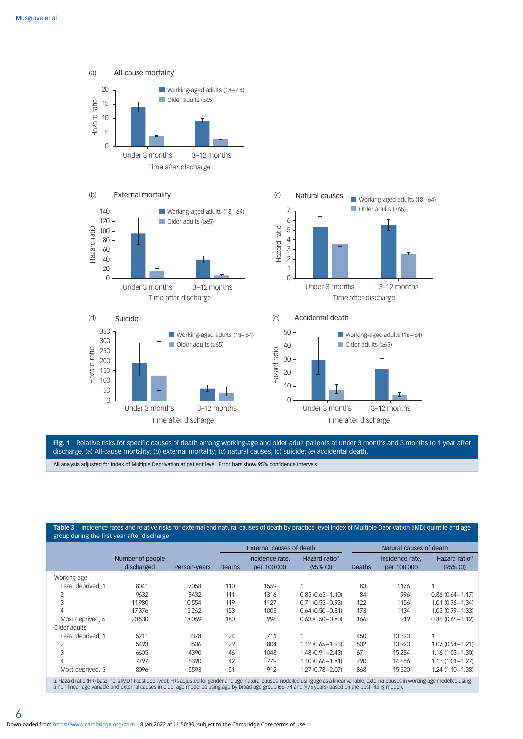**Fig. 1** Relative risks for specific causes of death among working-age and older adult patients at under 3 months and 3 months to 1 year after discharge. (a) All-cause mortality; (b) external mortality; (c) natural causes; (d) suicide; (e) accidental death.

All analysis adjusted for Index of Multiple Deprivation at patient level. Error bars show 95% confidence intervals.

**Table 3** Incidence rates and relative risks for external and natural causes of death by practice-level Index of Multiple Deprivation (IMD) quintile and age group during the first year after discharge

| | | | External causes of death | | | Natural causes of death | | |
|---|---|---|---|---|---|---|---|---|
| | Number of people discharged | Person-years | Deaths | Incidence rate, per 100 000 | Hazard ratio[a] (95% CI) | Deaths | Incidence rate, per 100 000 | Hazard ratio[a] (95% CI) |
| Working age | | | | | | | | |
| Least deprived, 1 | 8041 | 7058 | 110 | 1559 | 1 | 83 | 1176 | 1 |
| 2 | 9632 | 8432 | 111 | 1316 | 0.85 (0.65–1.10) | 84 | 996 | 0.86 (0.64–1.17) |
| 3 | 11 980 | 10 554 | 119 | 1127 | 0.71 (0.55–0.93) | 122 | 1156 | 1.01 (0.76–1.34) |
| 4 | 17 376 | 15 262 | 153 | 1003 | 0.64 (0.50–0.81) | 173 | 1134 | 1.03 (0.79–1.33) |
| Most deprived, 5 | 20 530 | 18 069 | 180 | 996 | 0.63 (0.50–0.80) | 166 | 919 | 0.86 (0.66–1.12) |
| Older adults | | | | | | | | |
| Least deprived, 1 | 5211 | 3378 | 24 | 711 | 1 | 450 | 13 323 | 1 |
| 2 | 5493 | 3606 | 29 | 804 | 1.12 (0.65–1.93) | 502 | 13 923 | 1.07 (0.94–1.21) |
| 3 | 6605 | 4390 | 46 | 1048 | 1.48 (0.91–2.43) | 671 | 15 284 | 1.16 (1.03–1.30) |
| 4 | 7797 | 5390 | 42 | 779 | 1.10 (0.66–1.81) | 790 | 14 656 | 1.13 (1.01–1.27) |
| Most deprived, 5 | 8096 | 5593 | 51 | 912 | 1.27 (0.78–2.07) | 868 | 15 520 | 1.24 (1.10–1.38) |

a. Hazard ratio (HR) baseline is IMD1 (least deprived); HRs adjusted for gender and age (natural causes modelled using age as a linear variable, external causes in working-age modelled using a non-linear age variable and external causes in older age modelled using age by broad age group (65–74 and ≥75 years) based on the best-fitting model).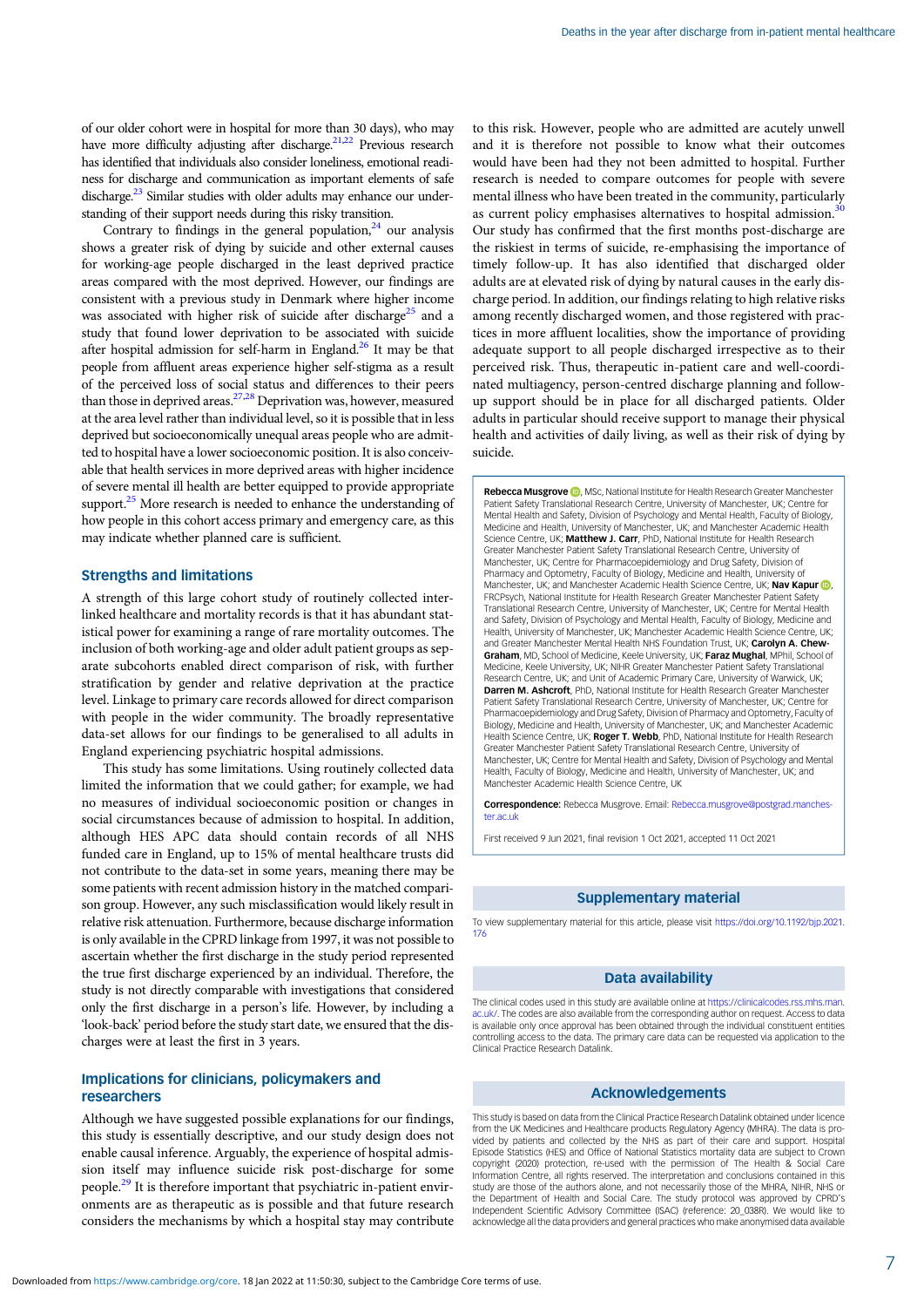of our older cohort were in hospital for more than 30 days), who may have more difficulty adjusting after discharge.[21,22] Previous research has identified that individuals also consider loneliness, emotional readiness for discharge and communication as important elements of safe discharge.[23] Similar studies with older adults may enhance our understanding of their support needs during this risky transition.

Contrary to findings in the general population,[24] our analysis shows a greater risk of dying by suicide and other external causes for working-age people discharged in the least deprived practice areas compared with the most deprived. However, our findings are consistent with a previous study in Denmark where higher income was associated with higher risk of suicide after discharge[25] and a study that found lower deprivation to be associated with suicide after hospital admission for self-harm in England.[26] It may be that people from affluent areas experience higher self-stigma as a result of the perceived loss of social status and differences to their peers than those in deprived areas.[27,28] Deprivation was, however, measured at the area level rather than individual level, so it is possible that in less deprived but socioeconomically unequal areas people who are admitted to hospital have a lower socioeconomic position. It is also conceivable that health services in more deprived areas with higher incidence of severe mental ill health are better equipped to provide appropriate support.[25] More research is needed to enhance the understanding of how people in this cohort access primary and emergency care, as this may indicate whether planned care is sufficient.

## Strengths and limitations

A strength of this large cohort study of routinely collected interlinked healthcare and mortality records is that it has abundant statistical power for examining a range of rare mortality outcomes. The inclusion of both working-age and older adult patient groups as separate subcohorts enabled direct comparison of risk, with further stratification by gender and relative deprivation at the practice level. Linkage to primary care records allowed for direct comparison with people in the wider community. The broadly representative data-set allows for our findings to be generalised to all adults in England experiencing psychiatric hospital admissions.

This study has some limitations. Using routinely collected data limited the information that we could gather; for example, we had no measures of individual socioeconomic position or changes in social circumstances because of admission to hospital. In addition, although HES APC data should contain records of all NHS funded care in England, up to 15% of mental healthcare trusts did not contribute to the data-set in some years, meaning there may be some patients with recent admission history in the matched comparison group. However, any such misclassification would likely result in relative risk attenuation. Furthermore, because discharge information is only available in the CPRD linkage from 1997, it was not possible to ascertain whether the first discharge in the study period represented the true first discharge experienced by an individual. Therefore, the study is not directly comparable with investigations that considered only the first discharge in a person's life. However, by including a 'look-back' period before the study start date, we ensured that the discharges were at least the first in 3 years.

## Implications for clinicians, policymakers and researchers

Although we have suggested possible explanations for our findings, this study is essentially descriptive, and our study design does not enable causal inference. Arguably, the experience of hospital admission itself may influence suicide risk post-discharge for some people.[29] It is therefore important that psychiatric in-patient environments are as therapeutic as is possible and that future research considers the mechanisms by which a hospital stay may contribute to this risk. However, people who are admitted are acutely unwell and it is therefore not possible to know what their outcomes would have been had they not been admitted to hospital. Further research is needed to compare outcomes for people with severe mental illness who have been treated in the community, particularly as current policy emphasises alternatives to hospital admission.[30] Our study has confirmed that the first months post-discharge are the riskiest in terms of suicide, re-emphasising the importance of timely follow-up. It has also identified that discharged older adults are at elevated risk of dying by natural causes in the early discharge period. In addition, our findings relating to high relative risks among recently discharged women, and those registered with practices in more affluent localities, show the importance of providing adequate support to all people discharged irrespective as to their perceived risk. Thus, therapeutic in-patient care and well-coordinated multiagency, person-centred discharge planning and follow-up support should be in place for all discharged patients. Older adults in particular should receive support to manage their physical health and activities of daily living, as well as their risk of dying by suicide.

**Rebecca Musgrove**, MSc, National Institute for Health Research Greater Manchester Patient Safety Translational Research Centre, University of Manchester, UK; Centre for Mental Health and Safety, Division of Psychology and Mental Health, Faculty of Biology, Medicine and Health, University of Manchester, UK; and Manchester Academic Health Science Centre, UK; **Matthew J. Carr**, PhD, National Institute for Health Research Greater Manchester Patient Safety Translational Research Centre, University of Manchester, UK; Centre for Pharmacoepidemiology and Drug Safety, Division of Pharmacy and Optometry, Faculty of Biology, Medicine and Health, University of Manchester, UK; and Manchester Academic Health Science Centre, UK; **Nav Kapur**, FRCPsych, National Institute for Health Research Greater Manchester Patient Safety Translational Research Centre, University of Manchester, UK; Centre for Mental Health and Safety, Division of Psychology and Mental Health, Faculty of Biology, Medicine and Health, University of Manchester, UK; Manchester Academic Health Science Centre, UK; and Greater Manchester Mental Health NHS Foundation Trust, UK; **Carolyn A. Chew-Graham**, MD, School of Medicine, Keele University, UK; **Faraz Mughal**, MPhil, School of Medicine, Keele University, UK; NIHR Greater Manchester Patient Safety Translational Research Centre, UK; and Unit of Academic Primary Care, University of Warwick, UK; **Darren M. Ashcroft**, PhD, National Institute for Health Research Greater Manchester Patient Safety Translational Research Centre, University of Manchester, UK; Centre for Pharmacoepidemiology and Drug Safety, Division of Pharmacy and Optometry, Faculty of Biology, Medicine and Health, University of Manchester, UK; and Manchester Academic Health Science Centre, UK; **Roger T. Webb**, PhD, National Institute for Health Research Greater Manchester Patient Safety Translational Research Centre, University of Manchester, UK; Centre for Mental Health and Safety, Division of Psychology and Mental Health, Faculty of Biology, Medicine and Health, University of Manchester, UK; and Manchester Academic Health Science Centre, UK

**Correspondence:** Rebecca Musgrove. Email: Rebecca.musgrove@postgrad.manchester.ac.uk

First received 9 Jun 2021, final revision 1 Oct 2021, accepted 11 Oct 2021

## Supplementary material

To view supplementary material for this article, please visit https://doi.org/10.1192/bjp.2021.176

## Data availability

The clinical codes used in this study are available online at https://clinicalcodes.rss.mhs.man.ac.uk/. The codes are also available from the corresponding author on request. Access to data is available only once approval has been obtained through the individual constituent entities controlling access to the data. The primary care data can be requested via application to the Clinical Practice Research Datalink.

## Acknowledgements

This study is based on data from the Clinical Practice Research Datalink obtained under licence from the UK Medicines and Healthcare products Regulatory Agency (MHRA). The data is provided by patients and collected by the NHS as part of their care and support. Hospital Episode Statistics (HES) and Office of National Statistics mortality data are subject to Crown copyright (2020) protection, re-used with the permission of The Health & Social Care Information Centre, all rights reserved. The interpretation and conclusions contained in this study are those of the authors alone, and not necessarily those of the MHRA, NIHR, NHS or the Department of Health and Social Care. The study protocol was approved by CPRD's Independent Scientific Advisory Committee (ISAC) (reference: 20_038R). We would like to acknowledge all the data providers and general practices who make anonymised data available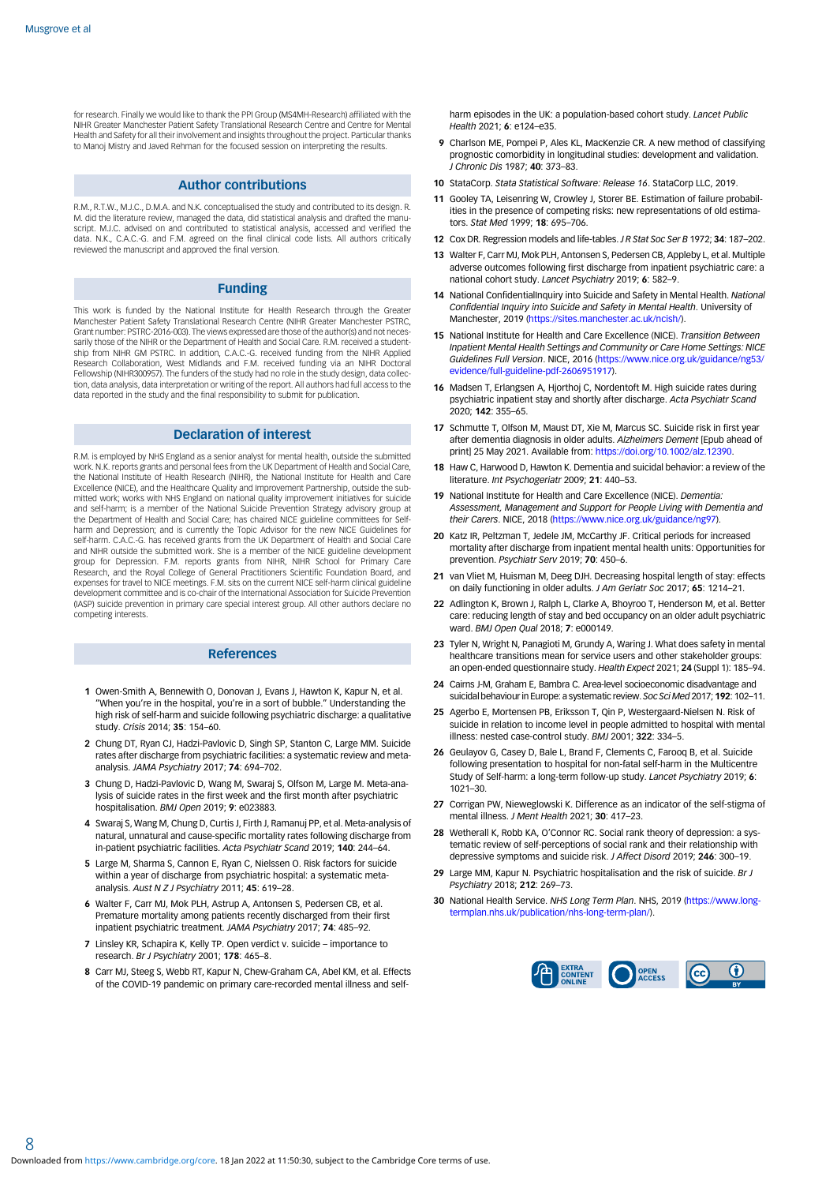for research. Finally we would like to thank the PPI Group (MS4MH-Research) affiliated with the NIHR Greater Manchester Patient Safety Translational Research Centre and Centre for Mental Health and Safety for all their involvement and insights throughout the project. Particular thanks to Manoj Mistry and Javed Rehman for the focused session on interpreting the results.

## Author contributions

R.M., R.T.W., M.J.C., D.M.A. and N.K. conceptualised the study and contributed to its design. R. M. did the literature review, managed the data, did statistical analysis and drafted the manuscript. M.J.C. advised on and contributed to statistical analysis, accessed and verified the data. N.K., C.A.C.-G. and F.M. agreed on the final clinical code lists. All authors critically reviewed the manuscript and approved the final version.

## Funding

This work is funded by the National Institute for Health Research through the Greater Manchester Patient Safety Translational Research Centre (NIHR Greater Manchester PSTRC, Grant number: PSTRC-2016-003). The views expressed are those of the author(s) and not necessarily those of the NIHR or the Department of Health and Social Care. R.M. received a studentship from NIHR GM PSTRC. In addition, C.A.C.-G. received funding from the NIHR Applied Research Collaboration, West Midlands and F.M. received funding via an NIHR Doctoral Fellowship (NIHR300957). The funders of the study had no role in the study design, data collection, data analysis, data interpretation or writing of the report. All authors had full access to the data reported in the study and the final responsibility to submit for publication.

## Declaration of interest

R.M. is employed by NHS England as a senior analyst for mental health, outside the submitted work. N.K. reports grants and personal fees from the UK Department of Health and Social Care, the National Institute of Health Research (NIHR), the National Institute for Health and Care Excellence (NICE), and the Healthcare Quality and Improvement Partnership, outside the submitted work; works with NHS England on national quality improvement initiatives for suicide and self-harm; is a member of the National Suicide Prevention Strategy advisory group at the Department of Health and Social Care; has chaired NICE guideline committees for Self-harm and Depression; and is currently the Topic Advisor for the new NICE Guidelines for self-harm. C.A.C.-G. has received grants from the UK Department of Health and Social Care and NIHR outside the submitted work. She is a member of the NICE guideline development group for Depression. F.M. reports grants from NIHR, NIHR School for Primary Care Research, and the Royal College of General Practitioners Scientific Foundation Board, and expenses for travel to NICE meetings. F.M. sits on the current NICE self-harm clinical guideline development committee and is co-chair of the International Association for Suicide Prevention (IASP) suicide prevention in primary care special interest group. All other authors declare no competing interests.

## References

1. Owen-Smith A, Bennewith O, Donovan J, Evans J, Hawton K, Kapur N, et al. "When you're in the hospital, you're in a sort of bubble." Understanding the high risk of self-harm and suicide following psychiatric discharge: a qualitative study. *Crisis* 2014; **35**: 154–60.
2. Chung DT, Ryan CJ, Hadzi-Pavlovic D, Singh SP, Stanton C, Large MM. Suicide rates after discharge from psychiatric facilities: a systematic review and meta-analysis. *JAMA Psychiatry* 2017; **74**: 694–702.
3. Chung D, Hadzi-Pavlovic D, Wang M, Swaraj S, Olfson M, Large M. Meta-analysis of suicide rates in the first week and the first month after psychiatric hospitalisation. *BMJ Open* 2019; **9**: e023883.
4. Swaraj S, Wang M, Chung D, Curtis J, Firth J, Ramanuj PP, et al. Meta-analysis of natural, unnatural and cause-specific mortality rates following discharge from in-patient psychiatric facilities. *Acta Psychiatr Scand* 2019; **140**: 244–64.
5. Large M, Sharma S, Cannon E, Ryan C, Nielssen O. Risk factors for suicide within a year of discharge from psychiatric hospital: a systematic meta-analysis. *Aust N Z J Psychiatry* 2011; **45**: 619–28.
6. Walter F, Carr MJ, Mok PLH, Astrup A, Antonsen S, Pedersen CB, et al. Premature mortality among patients recently discharged from their first inpatient psychiatric treatment. *JAMA Psychiatry* 2017; **74**: 485–92.
7. Linsley KR, Schapira K, Kelly TP. Open verdict v. suicide – importance to research. *Br J Psychiatry* 2001; **178**: 465–8.
8. Carr MJ, Steeg S, Webb RT, Kapur N, Chew-Graham CA, Abel KM, et al. Effects of the COVID-19 pandemic on primary care-recorded mental illness and self-harm episodes in the UK: a population-based cohort study. *Lancet Public Health* 2021; **6**: e124–e35.
9. Charlson ME, Pompei P, Ales KL, MacKenzie CR. A new method of classifying prognostic comorbidity in longitudinal studies: development and validation. *J Chronic Dis* 1987; **40**: 373–83.
10. StataCorp. *Stata Statistical Software: Release 16*. StataCorp LLC, 2019.
11. Gooley TA, Leisenring W, Crowley J, Storer BE. Estimation of failure probabilities in the presence of competing risks: new representations of old estimators. *Stat Med* 1999; **18**: 695–706.
12. Cox DR. Regression models and life-tables. *J R Stat Soc Ser B* 1972; **34**: 187–202.
13. Walter F, Carr MJ, Mok PLH, Antonsen S, Pedersen CB, Appleby L, et al. Multiple adverse outcomes following first discharge from inpatient psychiatric care: a national cohort study. *Lancet Psychiatry* 2019; **6**: 582–9.
14. National ConfidentialInquiry into Suicide and Safety in Mental Health. *National Confidential Inquiry into Suicide and Safety in Mental Health*. University of Manchester, 2019 (https://sites.manchester.ac.uk/ncish/).
15. National Institute for Health and Care Excellence (NICE). *Transition Between Inpatient Mental Health Settings and Community or Care Home Settings: NICE Guidelines Full Version*. NICE, 2016 (https://www.nice.org.uk/guidance/ng53/evidence/full-guideline-pdf-2606951917).
16. Madsen T, Erlangsen A, Hjorthoj C, Nordentoft M. High suicide rates during psychiatric inpatient stay and shortly after discharge. *Acta Psychiatr Scand* 2020; **142**: 355–65.
17. Schmutte T, Olfson M, Maust DT, Xie M, Marcus SC. Suicide risk in first year after dementia diagnosis in older adults. *Alzheimers Dement* [Epub ahead of print] 25 May 2021. Available from: https://doi.org/10.1002/alz.12390.
18. Haw C, Harwood D, Hawton K. Dementia and suicidal behavior: a review of the literature. *Int Psychogeriatr* 2009; **21**: 440–53.
19. National Institute for Health and Care Excellence (NICE). *Dementia: Assessment, Management and Support for People Living with Dementia and their Carers*. NICE, 2018 (https://www.nice.org.uk/guidance/ng97).
20. Katz IR, Peltzman T, Jedele JM, McCarthy JF. Critical periods for increased mortality after discharge from inpatient mental health units: Opportunities for prevention. *Psychiatr Serv* 2019; **70**: 450–6.
21. van Vliet M, Huisman M, Deeg DJH. Decreasing hospital length of stay: effects on daily functioning in older adults. *J Am Geriatr Soc* 2017; **65**: 1214–21.
22. Adlington K, Brown J, Ralph L, Clarke A, Bhoyroo T, Henderson M, et al. Better care: reducing length of stay and bed occupancy on an older adult psychiatric ward. *BMJ Open Qual* 2018; **7**: e000149.
23. Tyler N, Wright N, Panagioti M, Grundy A, Waring J. What does safety in mental healthcare transitions mean for service users and other stakeholder groups: an open-ended questionnaire study. *Health Expect* 2021; **24** (Suppl 1): 185–94.
24. Cairns J-M, Graham E, Bambra C. Area-level socioeconomic disadvantage and suicidal behaviour in Europe: a systematic review. *Soc Sci Med* 2017; **192**: 102–11.
25. Agerbo E, Mortensen PB, Eriksson T, Qin P, Westergaard-Nielsen N. Risk of suicide in relation to income level in people admitted to hospital with mental illness: nested case-control study. *BMJ* 2001; **322**: 334–5.
26. Geulayov G, Casey D, Bale L, Brand F, Clements C, Farooq B, et al. Suicide following presentation to hospital for non-fatal self-harm in the Multicentre Study of Self-harm: a long-term follow-up study. *Lancet Psychiatry* 2019; **6**: 1021–30.
27. Corrigan PW, Nieweglowski K. Difference as an indicator of the self-stigma of mental illness. *J Ment Health* 2021; **30**: 417–23.
28. Wetherall K, Robb KA, O'Connor RC. Social rank theory of depression: a systematic review of self-perceptions of social rank and their relationship with depressive symptoms and suicide risk. *J Affect Disord* 2019; **246**: 300–19.
29. Large MM, Kapur N. Psychiatric hospitalisation and the risk of suicide. *Br J Psychiatry* 2018; **212**: 269–73.
30. National Health Service. *NHS Long Term Plan*. NHS, 2019 (https://www.longtermplan.nhs.uk/publication/nhs-long-term-plan/).

Downloaded from https://www.cambridge.org/core. 18 Jan 2022 at 11:50:30, subject to the Cambridge Core terms of use.